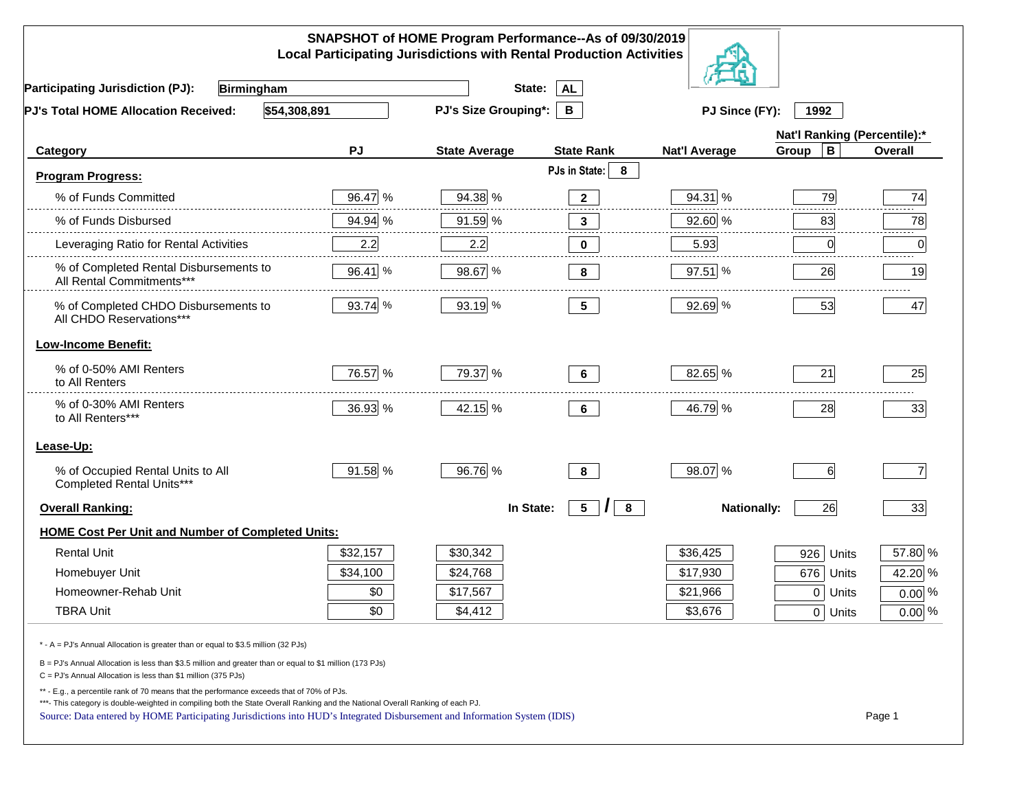## SNAPSHOT of HOME Program Performance--As of 09/30/2019
### Local Participating Jurisdictions with Rental Production Activities

**Participating Jurisdiction (PJ):** Birmingham **State:** AL

**PJ's Total HOME Allocation Received:** $54,308,891 **PJ's Size Grouping*:** B **PJ Since (FY):** 1992

| Category | PJ | State Average | State Rank | Nat'l Average | Nat'l Ranking (Percentile):* Group B | Overall |
|---|---|---|---|---|---|---|
| **Program Progress:** | | | PJs in State: 8 | | | |
| % of Funds Committed | 96.47 % | 94.38 % | 2 | 94.31 % | 79 | 74 |
| % of Funds Disbursed | 94.94 % | 91.59 % | 3 | 92.60 % | 83 | 78 |
| Leveraging Ratio for Rental Activities | 2.2 | 2.2 | 0 | 5.93 | 0 | 0 |
| % of Completed Rental Disbursements to All Rental Commitments*** | 96.41 % | 98.67 % | 8 | 97.51 % | 26 | 19 |
| % of Completed CHDO Disbursements to All CHDO Reservations*** | 93.74 % | 93.19 % | 5 | 92.69 % | 53 | 47 |
| **Low-Income Benefit:** | | | | | | |
| % of 0-50% AMI Renters to All Renters | 76.57 % | 79.37 % | 6 | 82.65 % | 21 | 25 |
| % of 0-30% AMI Renters to All Renters*** | 36.93 % | 42.15 % | 6 | 46.79 % | 28 | 33 |
| **Lease-Up:** | | | | | | |
| % of Occupied Rental Units to All Completed Rental Units*** | 91.58 % | 96.76 % | 8 | 98.07 % | 6 | 7 |
| **Overall Ranking:** | | In State: | 5 / 8 | Nationally: | 26 | 33 |

**HOME Cost Per Unit and Number of Completed Units:**

| | PJ | State Average | Nat'l Average | Units | % |
|---|---|---|---|---|---|
| Rental Unit | $32,157 | $30,342 | $36,425 | 926 Units | 57.80 % |
| Homebuyer Unit | $34,100 | $24,768 | $17,930 | 676 Units | 42.20 % |
| Homeowner-Rehab Unit | $0 | $17,567 | $21,966 | 0 Units | 0.00 % |
| TBRA Unit | $0 | $4,412 | $3,676 | 0 Units | 0.00 % |

\* - A = PJ's Annual Allocation is greater than or equal to $3.5 million (32 PJs)

B = PJ's Annual Allocation is less than $3.5 million and greater than or equal to $1 million (173 PJs)

C = PJ's Annual Allocation is less than $1 million (375 PJs)

** - E.g., a percentile rank of 70 means that the performance exceeds that of 70% of PJs.

***- This category is double-weighted in compiling both the State Overall Ranking and the National Overall Ranking of each PJ.

Source: Data entered by HOME Participating Jurisdictions into HUD's Integrated Disbursement and Information System (IDIS)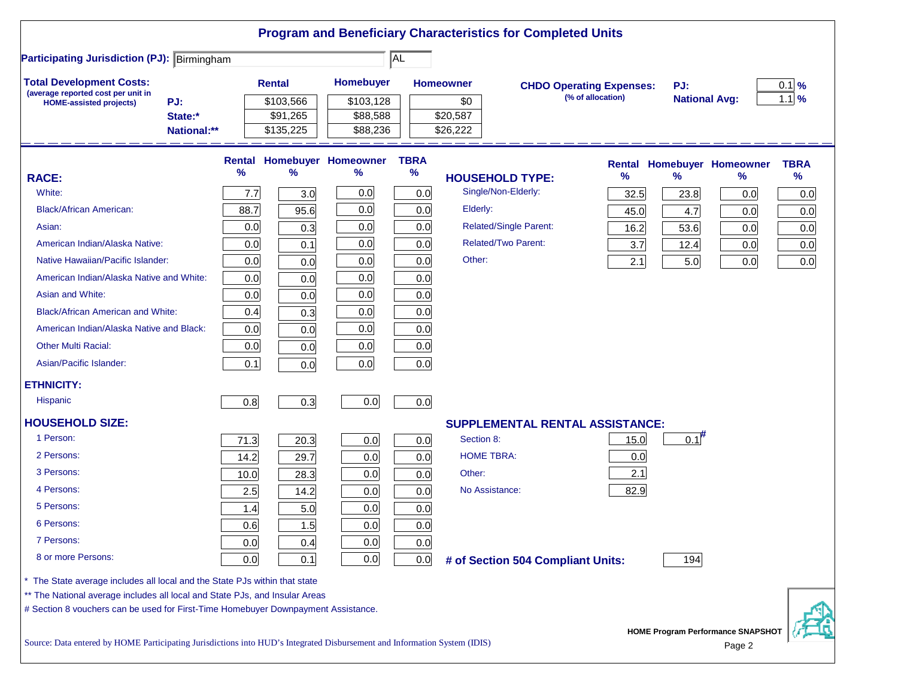# Program and Beneficiary Characteristics for Completed Units

**Participating Jurisdiction (PJ):** Birmingham AL

**Total Development Costs:** (average reported cost per unit in HOME-assisted projects)

| | Rental | Homebuyer | Homeowner |
|---|---|---|---|
| PJ: | $103,566 | $103,128 | $0 |
| State:* | $91,265 | $88,588 | $20,587 |
| National:** | $135,225 | $88,236 | $26,222 |

**CHDO Operating Expenses:** (% of allocation)

| | |
|---|---|
| PJ: | 0.1 % |
| National Avg: | 1.1 % |

| RACE: | Rental % | Homebuyer % | Homeowner % | TBRA % |
|---|---|---|---|---|
| White: | 7.7 | 3.0 | 0.0 | 0.0 |
| Black/African American: | 88.7 | 95.6 | 0.0 | 0.0 |
| Asian: | 0.0 | 0.3 | 0.0 | 0.0 |
| American Indian/Alaska Native: | 0.0 | 0.1 | 0.0 | 0.0 |
| Native Hawaiian/Pacific Islander: | 0.0 | 0.0 | 0.0 | 0.0 |
| American Indian/Alaska Native and White: | 0.0 | 0.0 | 0.0 | 0.0 |
| Asian and White: | 0.0 | 0.0 | 0.0 | 0.0 |
| Black/African American and White: | 0.4 | 0.3 | 0.0 | 0.0 |
| American Indian/Alaska Native and Black: | 0.0 | 0.0 | 0.0 | 0.0 |
| Other Multi Racial: | 0.0 | 0.0 | 0.0 | 0.0 |
| Asian/Pacific Islander: | 0.1 | 0.0 | 0.0 | 0.0 |
| **ETHNICITY:** | | | | |
| Hispanic | 0.8 | 0.3 | 0.0 | 0.0 |
| **HOUSEHOLD SIZE:** | | | | |
| 1 Person: | 71.3 | 20.3 | 0.0 | 0.0 |
| 2 Persons: | 14.2 | 29.7 | 0.0 | 0.0 |
| 3 Persons: | 10.0 | 28.3 | 0.0 | 0.0 |
| 4 Persons: | 2.5 | 14.2 | 0.0 | 0.0 |
| 5 Persons: | 1.4 | 5.0 | 0.0 | 0.0 |
| 6 Persons: | 0.6 | 1.5 | 0.0 | 0.0 |
| 7 Persons: | 0.0 | 0.4 | 0.0 | 0.0 |
| 8 or more Persons: | 0.0 | 0.1 | 0.0 | 0.0 |

| HOUSEHOLD TYPE: | Rental % | Homebuyer % | Homeowner % | TBRA % |
|---|---|---|---|---|
| Single/Non-Elderly: | 32.5 | 23.8 | 0.0 | 0.0 |
| Elderly: | 45.0 | 4.7 | 0.0 | 0.0 |
| Related/Single Parent: | 16.2 | 53.6 | 0.0 | 0.0 |
| Related/Two Parent: | 3.7 | 12.4 | 0.0 | 0.0 |
| Other: | 2.1 | 5.0 | 0.0 | 0.0 |

| SUPPLEMENTAL RENTAL ASSISTANCE: | Rental | Homebuyer |
|---|---|---|
| Section 8: | 15.0 | 0.1# |
| HOME TBRA: | 0.0 | |
| Other: | 2.1 | |
| No Assistance: | 82.9 | |

**# of Section 504 Compliant Units:** 194

\* The State average includes all local and the State PJs within that state

\*\* The National average includes all local and State PJs, and Insular Areas

\# Section 8 vouchers can be used for First-Time Homebuyer Downpayment Assistance.

Source: Data entered by HOME Participating Jurisdictions into HUD's Integrated Disbursement and Information System (IDIS)

HOME Program Performance SNAPSHOT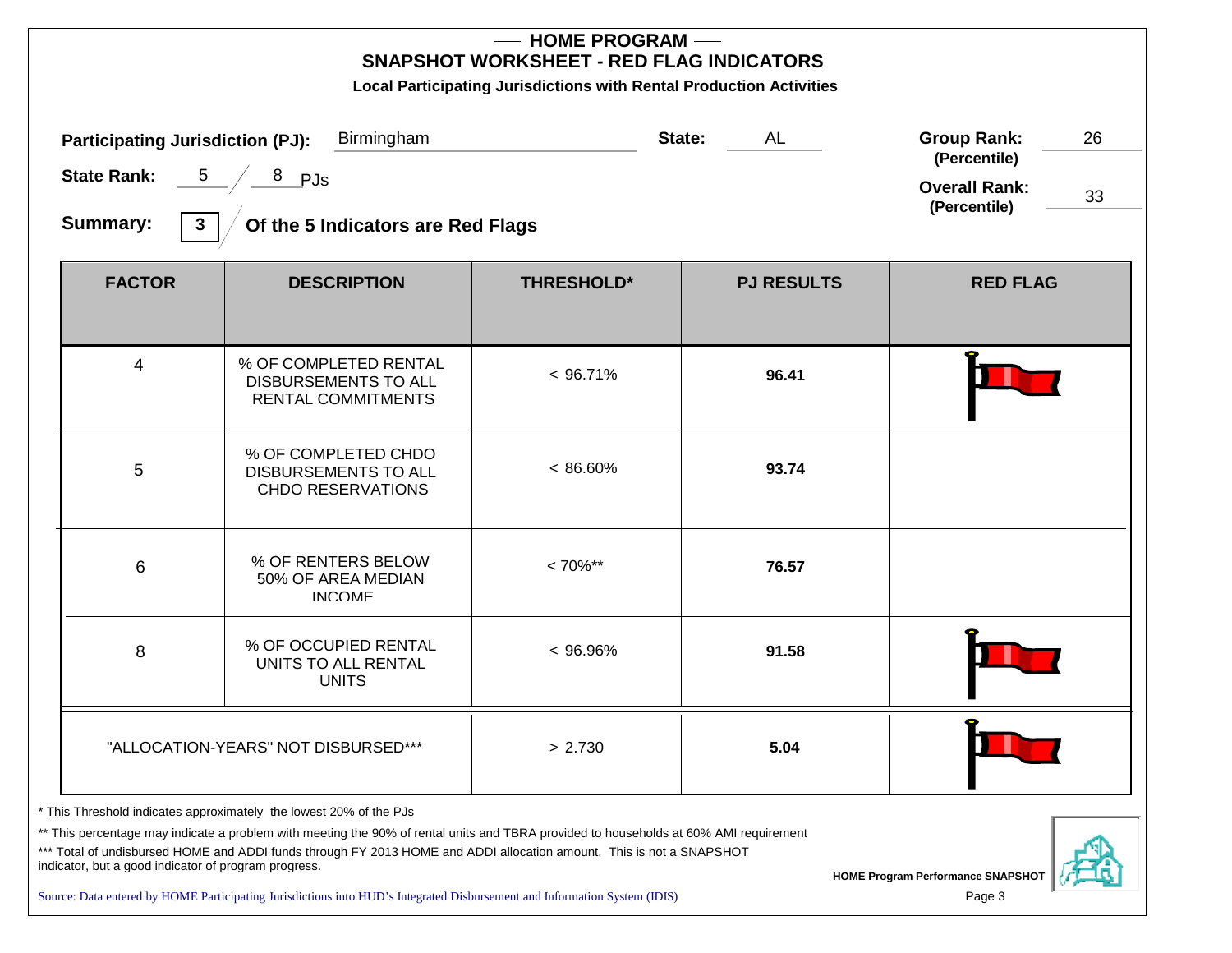# HOME PROGRAM
## SNAPSHOT WORKSHEET - RED FLAG INDICATORS
### Local Participating Jurisdictions with Rental Production Activities

**Participating Jurisdiction (PJ):** Birmingham

**State:** AL

**Group Rank:** 26
**(Percentile)**

**State Rank:** 5 / 8 PJs

**Overall Rank:** 33
**(Percentile)**

**Summary:** 3 / Of the 5 Indicators are Red Flags

| FACTOR | DESCRIPTION | THRESHOLD* | PJ RESULTS | RED FLAG |
|---|---|---|---|---|
| 4 | % OF COMPLETED RENTAL DISBURSEMENTS TO ALL RENTAL COMMITMENTS | < 96.71% | **96.41** | Red Flag |
| 5 | % OF COMPLETED CHDO DISBURSEMENTS TO ALL CHDO RESERVATIONS | < 86.60% | **93.74** | |
| 6 | % OF RENTERS BELOW 50% OF AREA MEDIAN INCOME | < 70%** | **76.57** | |
| 8 | % OF OCCUPIED RENTAL UNITS TO ALL RENTAL UNITS | < 96.96% | **91.58** | Red Flag |
| "ALLOCATION-YEARS" NOT DISBURSED*** | | > 2.730 | **5.04** | Red Flag |

* This Threshold indicates approximately the lowest 20% of the PJs

** This percentage may indicate a problem with meeting the 90% of rental units and TBRA provided to households at 60% AMI requirement

*** Total of undisbursed HOME and ADDI funds through FY 2013 HOME and ADDI allocation amount. This is not a SNAPSHOT indicator, but a good indicator of program progress.

**HOME Program Performance SNAPSHOT**

Source: Data entered by HOME Participating Jurisdictions into HUD's Integrated Disbursement and Information System (IDIS)